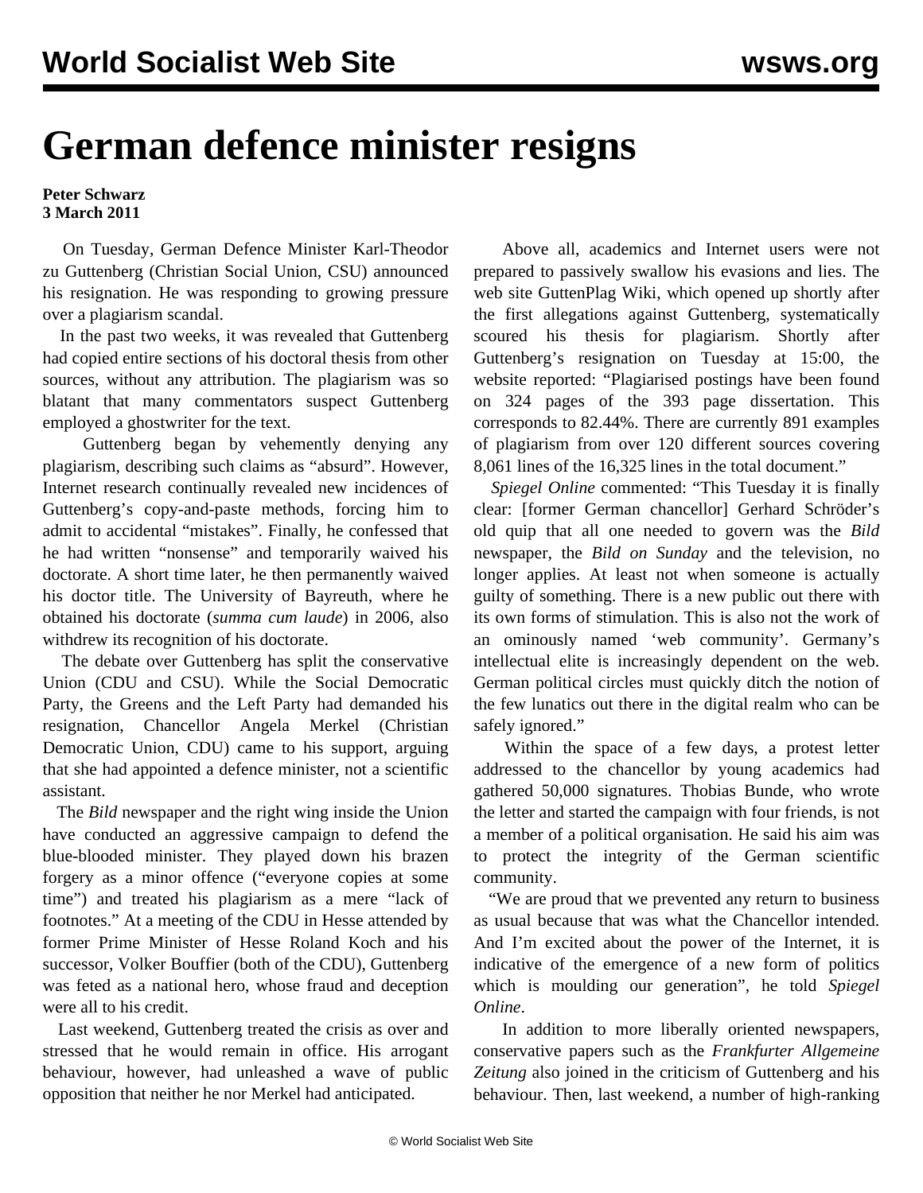# German defence minister resigns

**Peter Schwarz**
**3 March 2011**

On Tuesday, German Defence Minister Karl-Theodor zu Guttenberg (Christian Social Union, CSU) announced his resignation. He was responding to growing pressure over a plagiarism scandal.

In the past two weeks, it was revealed that Guttenberg had copied entire sections of his doctoral thesis from other sources, without any attribution. The plagiarism was so blatant that many commentators suspect Guttenberg employed a ghostwriter for the text.

Guttenberg began by vehemently denying any plagiarism, describing such claims as "absurd". However, Internet research continually revealed new incidences of Guttenberg's copy-and-paste methods, forcing him to admit to accidental "mistakes". Finally, he confessed that he had written "nonsense" and temporarily waived his doctorate. A short time later, he then permanently waived his doctor title. The University of Bayreuth, where he obtained his doctorate (*summa cum laude*) in 2006, also withdrew its recognition of his doctorate.

The debate over Guttenberg has split the conservative Union (CDU and CSU). While the Social Democratic Party, the Greens and the Left Party had demanded his resignation, Chancellor Angela Merkel (Christian Democratic Union, CDU) came to his support, arguing that she had appointed a defence minister, not a scientific assistant.

The *Bild* newspaper and the right wing inside the Union have conducted an aggressive campaign to defend the blue-blooded minister. They played down his brazen forgery as a minor offence ("everyone copies at some time") and treated his plagiarism as a mere "lack of footnotes." At a meeting of the CDU in Hesse attended by former Prime Minister of Hesse Roland Koch and his successor, Volker Bouffier (both of the CDU), Guttenberg was feted as a national hero, whose fraud and deception were all to his credit.

Last weekend, Guttenberg treated the crisis as over and stressed that he would remain in office. His arrogant behaviour, however, had unleashed a wave of public opposition that neither he nor Merkel had anticipated.

Above all, academics and Internet users were not prepared to passively swallow his evasions and lies. The web site GuttenPlag Wiki, which opened up shortly after the first allegations against Guttenberg, systematically scoured his thesis for plagiarism. Shortly after Guttenberg's resignation on Tuesday at 15:00, the website reported: "Plagiarised postings have been found on 324 pages of the 393 page dissertation. This corresponds to 82.44%. There are currently 891 examples of plagiarism from over 120 different sources covering 8,061 lines of the 16,325 lines in the total document."

*Spiegel Online* commented: "This Tuesday it is finally clear: [former German chancellor] Gerhard Schröder's old quip that all one needed to govern was the *Bild* newspaper, the *Bild on Sunday* and the television, no longer applies. At least not when someone is actually guilty of something. There is a new public out there with its own forms of stimulation. This is also not the work of an ominously named 'web community'. Germany's intellectual elite is increasingly dependent on the web. German political circles must quickly ditch the notion of the few lunatics out there in the digital realm who can be safely ignored."

Within the space of a few days, a protest letter addressed to the chancellor by young academics had gathered 50,000 signatures. Thobias Bunde, who wrote the letter and started the campaign with four friends, is not a member of a political organisation. He said his aim was to protect the integrity of the German scientific community.

"We are proud that we prevented any return to business as usual because that was what the Chancellor intended. And I'm excited about the power of the Internet, it is indicative of the emergence of a new form of politics which is moulding our generation", he told *Spiegel Online*.

In addition to more liberally oriented newspapers, conservative papers such as the *Frankfurter Allgemeine Zeitung* also joined in the criticism of Guttenberg and his behaviour. Then, last weekend, a number of high-ranking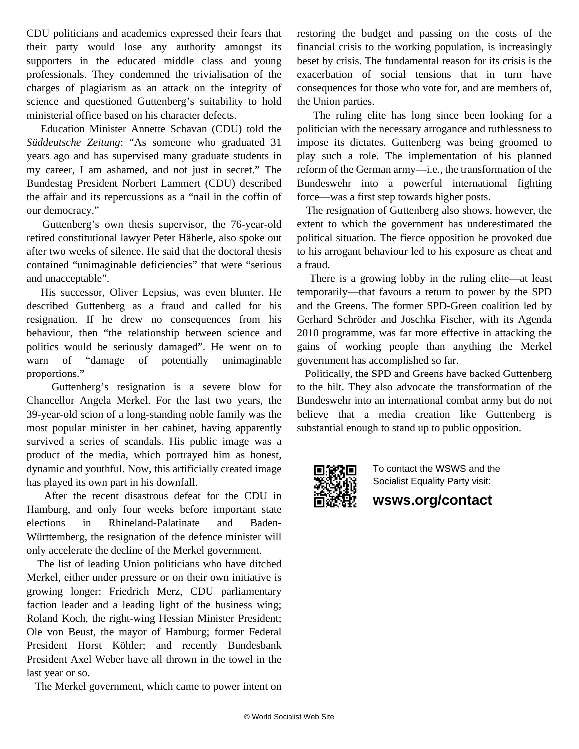CDU politicians and academics expressed their fears that their party would lose any authority amongst its supporters in the educated middle class and young professionals. They condemned the trivialisation of the charges of plagiarism as an attack on the integrity of science and questioned Guttenberg's suitability to hold ministerial office based on his character defects.

Education Minister Annette Schavan (CDU) told the *Süddeutsche Zeitung*: "As someone who graduated 31 years ago and has supervised many graduate students in my career, I am ashamed, and not just in secret." The Bundestag President Norbert Lammert (CDU) described the affair and its repercussions as a "nail in the coffin of our democracy."

Guttenberg's own thesis supervisor, the 76-year-old retired constitutional lawyer Peter Häberle, also spoke out after two weeks of silence. He said that the doctoral thesis contained "unimaginable deficiencies" that were "serious and unacceptable".

His successor, Oliver Lepsius, was even blunter. He described Guttenberg as a fraud and called for his resignation. If he drew no consequences from his behaviour, then "the relationship between science and politics would be seriously damaged". He went on to warn of "damage of potentially unimaginable proportions."

Guttenberg's resignation is a severe blow for Chancellor Angela Merkel. For the last two years, the 39-year-old scion of a long-standing noble family was the most popular minister in her cabinet, having apparently survived a series of scandals. His public image was a product of the media, which portrayed him as honest, dynamic and youthful. Now, this artificially created image has played its own part in his downfall.

After the recent disastrous defeat for the CDU in Hamburg, and only four weeks before important state elections in Rhineland-Palatinate and Baden-Württemberg, the resignation of the defence minister will only accelerate the decline of the Merkel government.

The list of leading Union politicians who have ditched Merkel, either under pressure or on their own initiative is growing longer: Friedrich Merz, CDU parliamentary faction leader and a leading light of the business wing; Roland Koch, the right-wing Hessian Minister President; Ole von Beust, the mayor of Hamburg; former Federal President Horst Köhler; and recently Bundesbank President Axel Weber have all thrown in the towel in the last year or so.

The Merkel government, which came to power intent on restoring the budget and passing on the costs of the financial crisis to the working population, is increasingly beset by crisis. The fundamental reason for its crisis is the exacerbation of social tensions that in turn have consequences for those who vote for, and are members of, the Union parties.

The ruling elite has long since been looking for a politician with the necessary arrogance and ruthlessness to impose its dictates. Guttenberg was being groomed to play such a role. The implementation of his planned reform of the German army—i.e., the transformation of the Bundeswehr into a powerful international fighting force—was a first step towards higher posts.

The resignation of Guttenberg also shows, however, the extent to which the government has underestimated the political situation. The fierce opposition he provoked due to his arrogant behaviour led to his exposure as cheat and a fraud.

There is a growing lobby in the ruling elite—at least temporarily—that favours a return to power by the SPD and the Greens. The former SPD-Green coalition led by Gerhard Schröder and Joschka Fischer, with its Agenda 2010 programme, was far more effective in attacking the gains of working people than anything the Merkel government has accomplished so far.

Politically, the SPD and Greens have backed Guttenberg to the hilt. They also advocate the transformation of the Bundeswehr into an international combat army but do not believe that a media creation like Guttenberg is substantial enough to stand up to public opposition.

To contact the WSWS and the Socialist Equality Party visit:

**wsws.org/contact**